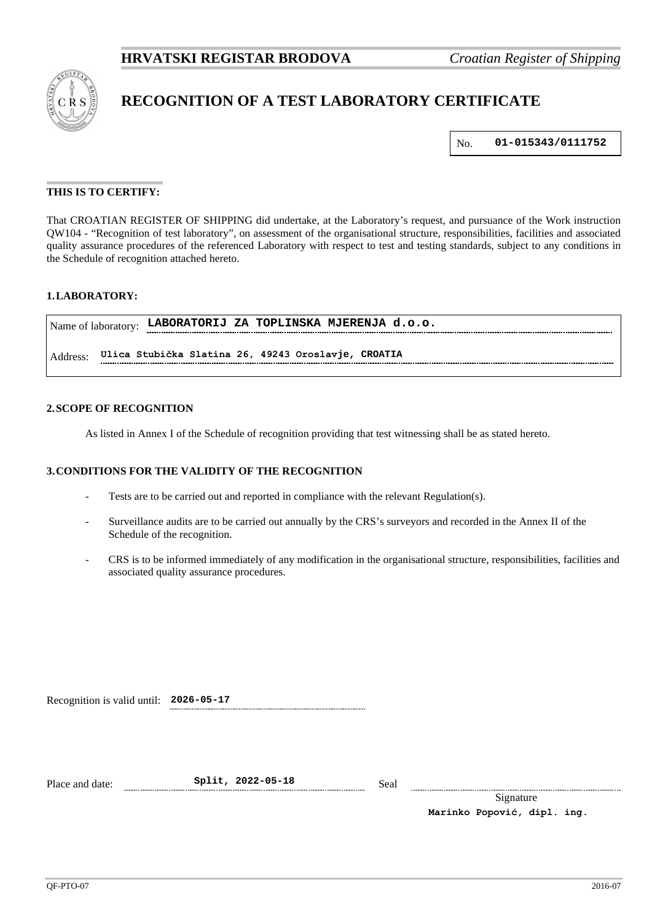**HRVATSKI REGISTAR BRODOVA** *Croatian Register of Shipping*

# RECOGNITION OF A TEST LABORATORY CERTIFICATE

No. **01-015343/0111752**

**THIS IS TO CERTIFY:**

That CROATIAN REGISTER OF SHIPPING did undertake, at the Laboratory's request, and pursuance of the Work instruction QW104 - "Recognition of test laboratory", on assessment of the organisational structure, responsibilities, facilities and associated quality assurance procedures of the referenced Laboratory with respect to test and testing standards, subject to any conditions in the Schedule of recognition attached hereto.

## 1. LABORATORY:

Name of laboratory: **LABORATORIJ ZA TOPLINSKA MJERENJA d.o.o.**

Address: **Ulica Stubička Slatina 26, 49243 Oroslavje, CROATIA**

## 2. SCOPE OF RECOGNITION

As listed in Annex I of the Schedule of recognition providing that test witnessing shall be as stated hereto.

## 3. CONDITIONS FOR THE VALIDITY OF THE RECOGNITION

- Tests are to be carried out and reported in compliance with the relevant Regulation(s).
- Surveillance audits are to be carried out annually by the CRS's surveyors and recorded in the Annex II of the Schedule of the recognition.
- CRS is to be informed immediately of any modification in the organisational structure, responsibilities, facilities and associated quality assurance procedures.

Recognition is valid until: **2026-05-17**

Place and date: **Split, 2022-05-18**

Seal

Signature

**Marinko Popović, dipl. ing.**

QF-PTO-07 2016-07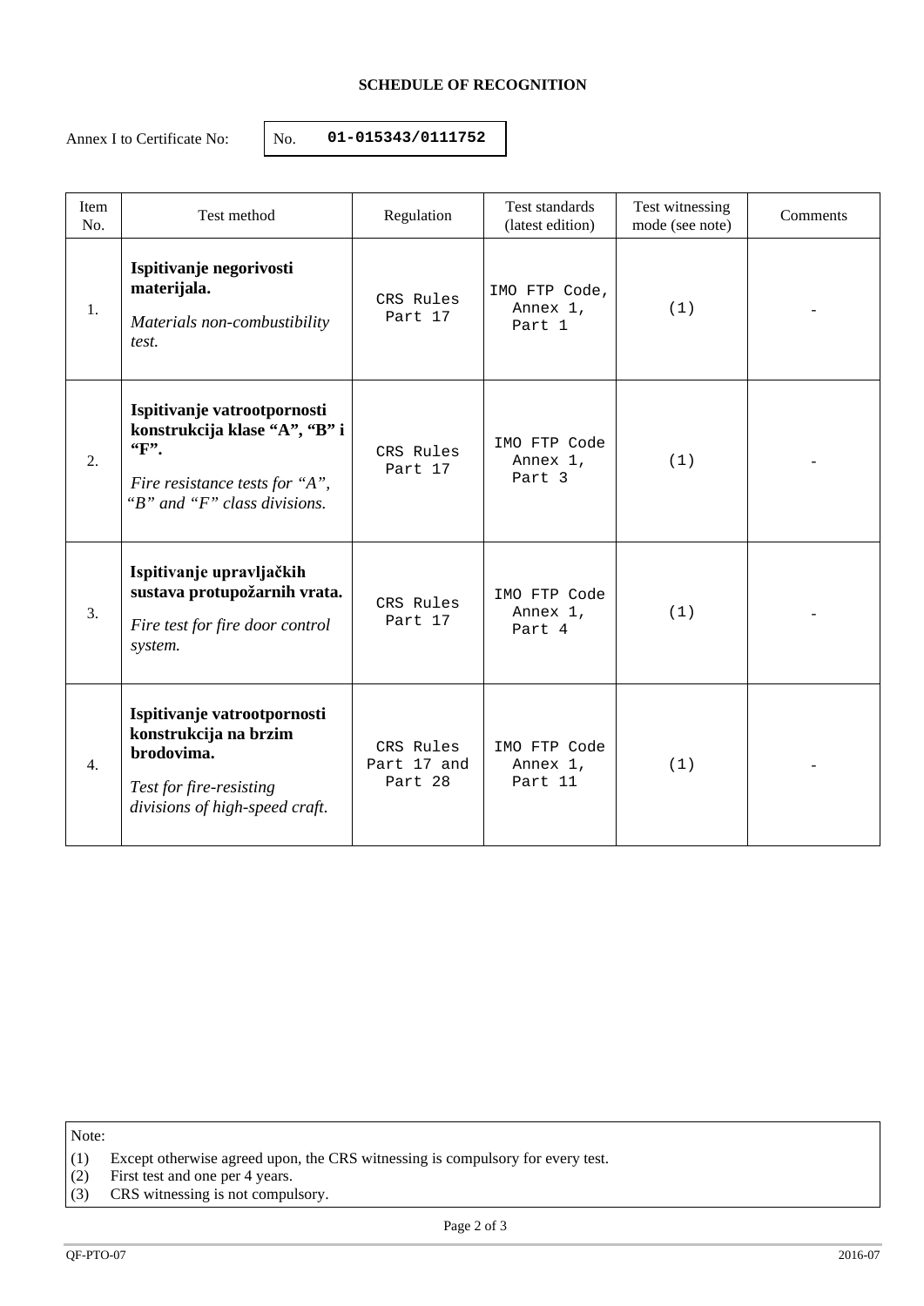**SCHEDULE OF RECOGNITION**

Annex I to Certificate No: No. **01-015343/0111752**

| Item No. | Test method | Regulation | Test standards (latest edition) | Test witnessing mode (see note) | Comments |
|---|---|---|---|---|---|
| 1. | **Ispitivanje negorivosti materijala.** *Materials non-combustibility test.* | CRS Rules Part 17 | IMO FTP Code, Annex 1, Part 1 | (1) | - |
| 2. | **Ispitivanje vatrootpornosti konstrukcija klase "A", "B" i "F".** *Fire resistance tests for "A", "B" and "F" class divisions.* | CRS Rules Part 17 | IMO FTP Code Annex 1, Part 3 | (1) | - |
| 3. | **Ispitivanje upravljačkih sustava protupožarnih vrata.** *Fire test for fire door control system.* | CRS Rules Part 17 | IMO FTP Code Annex 1, Part 4 | (1) | - |
| 4. | **Ispitivanje vatrootpornosti konstrukcija na brzim brodovima.** *Test for fire-resisting divisions of high-speed craft.* | CRS Rules Part 17 and Part 28 | IMO FTP Code Annex 1, Part 11 | (1) | - |

Note:

(1) Except otherwise agreed upon, the CRS witnessing is compulsory for every test.
(2) First test and one per 4 years.
(3) CRS witnessing is not compulsory.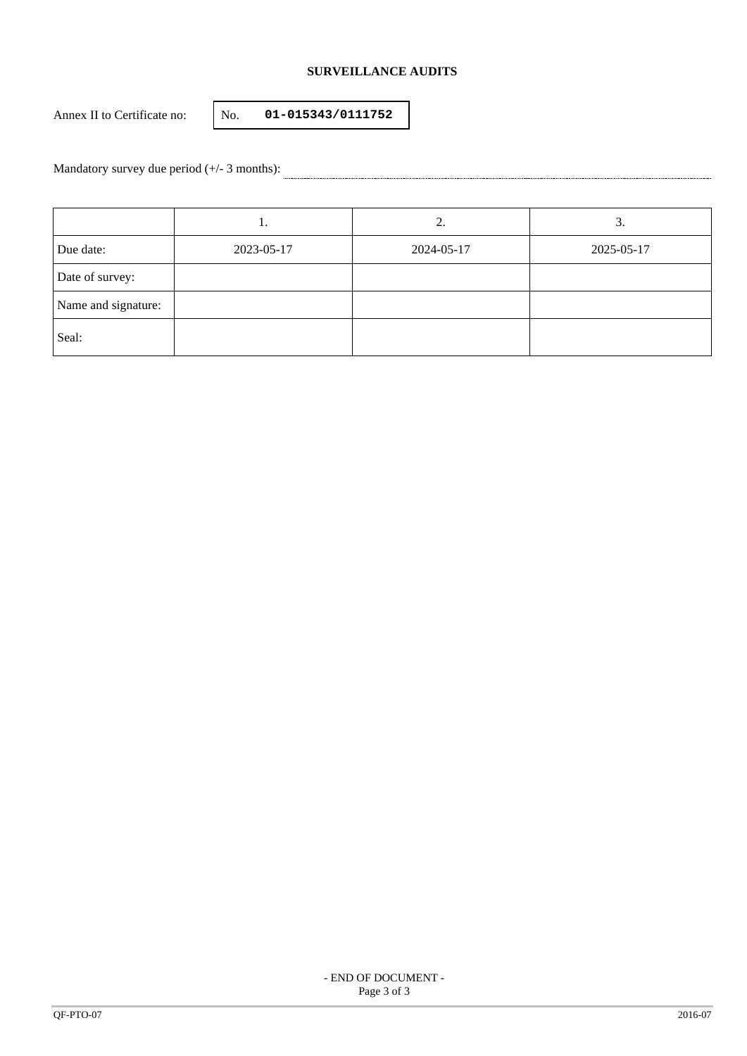## SURVEILLANCE AUDITS

Annex II to Certificate no: No. **01-015343/0111752**

Mandatory survey due period (+/- 3 months):

| | 1. | 2. | 3. |
|---|---|---|---|
| Due date: | 2023-05-17 | 2024-05-17 | 2025-05-17 |
| Date of survey: | | | |
| Name and signature: | | | |
| Seal: | | | |

- END OF DOCUMENT -

QF-PTO-07 2016-07